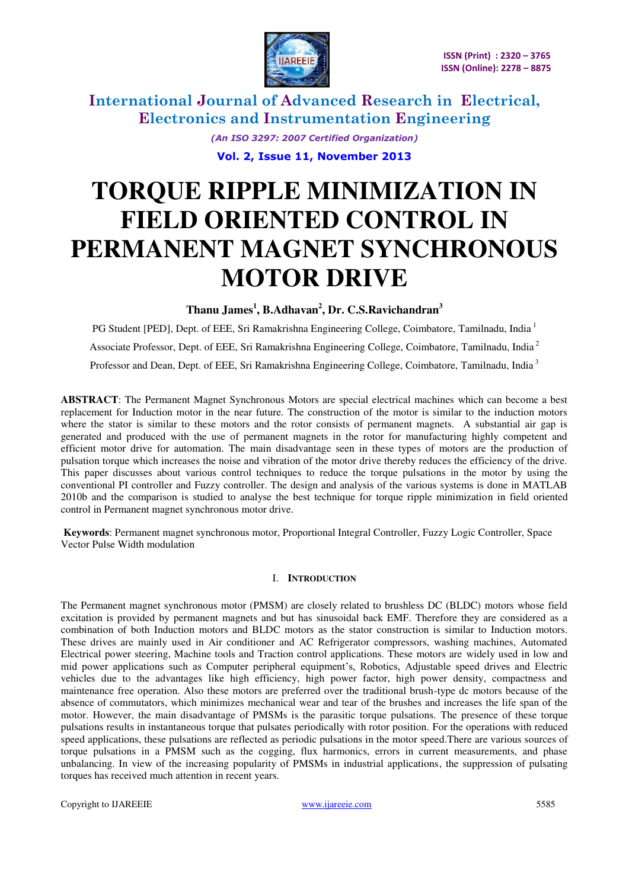# TORQUE RIPPLE MINIMIZATION IN FIELD ORIENTED CONTROL IN PERMANENT MAGNET SYNCHRONOUS MOTOR DRIVE

**Thanu James[1], B.Adhavan[2], Dr. C.S.Ravichandran[3]**

PG Student [PED], Dept. of EEE, Sri Ramakrishna Engineering College, Coimbatore, Tamilnadu, India [1]

Associate Professor, Dept. of EEE, Sri Ramakrishna Engineering College, Coimbatore, Tamilnadu, India [2]

Professor and Dean, Dept. of EEE, Sri Ramakrishna Engineering College, Coimbatore, Tamilnadu, India [3]

**ABSTRACT**: The Permanent Magnet Synchronous Motors are special electrical machines which can become a best replacement for Induction motor in the near future. The construction of the motor is similar to the induction motors where the stator is similar to these motors and the rotor consists of permanent magnets. A substantial air gap is generated and produced with the use of permanent magnets in the rotor for manufacturing highly competent and efficient motor drive for automation. The main disadvantage seen in these types of motors are the production of pulsation torque which increases the noise and vibration of the motor drive thereby reduces the efficiency of the drive. This paper discusses about various control techniques to reduce the torque pulsations in the motor by using the conventional PI controller and Fuzzy controller. The design and analysis of the various systems is done in MATLAB 2010b and the comparison is studied to analyse the best technique for torque ripple minimization in field oriented control in Permanent magnet synchronous motor drive.

**Keywords**: Permanent magnet synchronous motor, Proportional Integral Controller, Fuzzy Logic Controller, Space Vector Pulse Width modulation

## I. INTRODUCTION

The Permanent magnet synchronous motor (PMSM) are closely related to brushless DC (BLDC) motors whose field excitation is provided by permanent magnets and but has sinusoidal back EMF. Therefore they are considered as a combination of both Induction motors and BLDC motors as the stator construction is similar to Induction motors. These drives are mainly used in Air conditioner and AC Refrigerator compressors, washing machines, Automated Electrical power steering, Machine tools and Traction control applications. These motors are widely used in low and mid power applications such as Computer peripheral equipment's, Robotics, Adjustable speed drives and Electric vehicles due to the advantages like high efficiency, high power factor, high power density, compactness and maintenance free operation. Also these motors are preferred over the traditional brush-type dc motors because of the absence of commutators, which minimizes mechanical wear and tear of the brushes and increases the life span of the motor. However, the main disadvantage of PMSMs is the parasitic torque pulsations. The presence of these torque pulsations results in instantaneous torque that pulsates periodically with rotor position. For the operations with reduced speed applications, these pulsations are reflected as periodic pulsations in the motor speed.There are various sources of torque pulsations in a PMSM such as the cogging, flux harmonics, errors in current measurements, and phase unbalancing. In view of the increasing popularity of PMSMs in industrial applications, the suppression of pulsating torques has received much attention in recent years.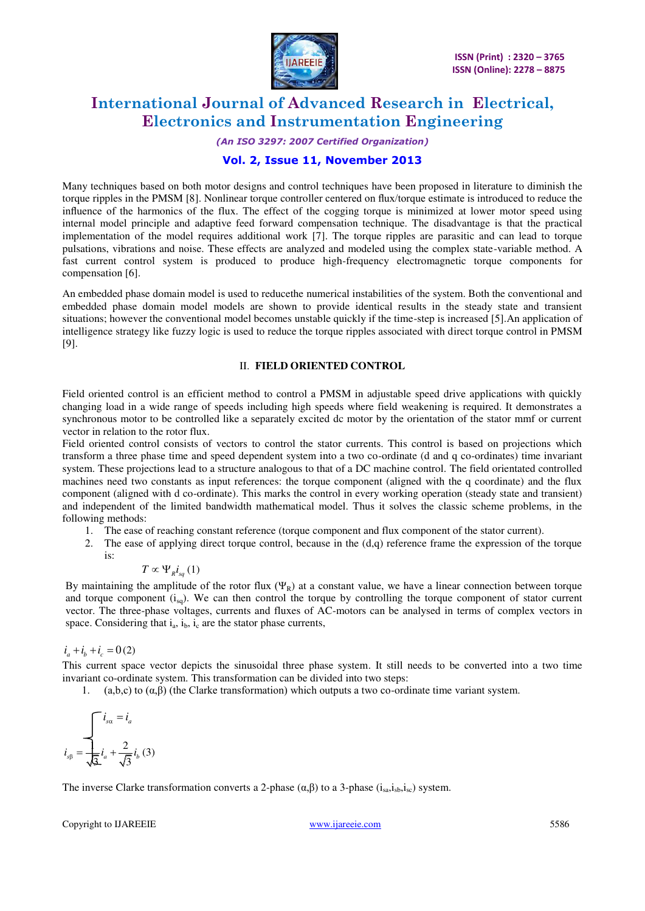Many techniques based on both motor designs and control techniques have been proposed in literature to diminish the torque ripples in the PMSM [8]. Nonlinear torque controller centered on flux/torque estimate is introduced to reduce the influence of the harmonics of the flux. The effect of the cogging torque is minimized at lower motor speed using internal model principle and adaptive feed forward compensation technique. The disadvantage is that the practical implementation of the model requires additional work [7]. The torque ripples are parasitic and can lead to torque pulsations, vibrations and noise. These effects are analyzed and modeled using the complex state-variable method. A fast current control system is produced to produce high-frequency electromagnetic torque components for compensation [6].

An embedded phase domain model is used to reducethe numerical instabilities of the system. Both the conventional and embedded phase domain model models are shown to provide identical results in the steady state and transient situations; however the conventional model becomes unstable quickly if the time-step is increased [5].An application of intelligence strategy like fuzzy logic is used to reduce the torque ripples associated with direct torque control in PMSM [9].

## II. FIELD ORIENTED CONTROL

Field oriented control is an efficient method to control a PMSM in adjustable speed drive applications with quickly changing load in a wide range of speeds including high speeds where field weakening is required. It demonstrates a synchronous motor to be controlled like a separately excited dc motor by the orientation of the stator mmf or current vector in relation to the rotor flux.

Field oriented control consists of vectors to control the stator currents. This control is based on projections which transform a three phase time and speed dependent system into a two co-ordinate (d and q co-ordinates) time invariant system. These projections lead to a structure analogous to that of a DC machine control. The field orientated controlled machines need two constants as input references: the torque component (aligned with the q coordinate) and the flux component (aligned with d co-ordinate). This marks the control in every working operation (steady state and transient) and independent of the limited bandwidth mathematical model. Thus it solves the classic scheme problems, in the following methods:

1. The ease of reaching constant reference (torque component and flux component of the stator current).
2. The ease of applying direct torque control, because in the (d,q) reference frame the expression of the torque is:

$$T \propto \Psi_R i_{sq} \quad (1)$$

By maintaining the amplitude of the rotor flux ($\Psi_R$) at a constant value, we have a linear connection between torque and torque component ($i_{sq}$). We can then control the torque by controlling the torque component of stator current vector. The three-phase voltages, currents and fluxes of AC-motors can be analysed in terms of complex vectors in space. Considering that $i_a$, $i_b$, $i_c$ are the stator phase currents,

$$i_a + i_b + i_c = 0 \quad (2)$$

This current space vector depicts the sinusoidal three phase system. It still needs to be converted into a two time invariant co-ordinate system. This transformation can be divided into two steps:

1. (a,b,c) to (α,β) (the Clarke transformation) which outputs a two co-ordinate time variant system.

$$\begin{cases} i_{s\alpha} = i_a \\ i_{s\beta} = \frac{1}{\sqrt{3}} i_a + \frac{2}{\sqrt{3}} i_b \end{cases} \quad (3)$$

The inverse Clarke transformation converts a 2-phase (α,β) to a 3-phase ($i_{sa}$,$i_{sb}$,$i_{sc}$) system.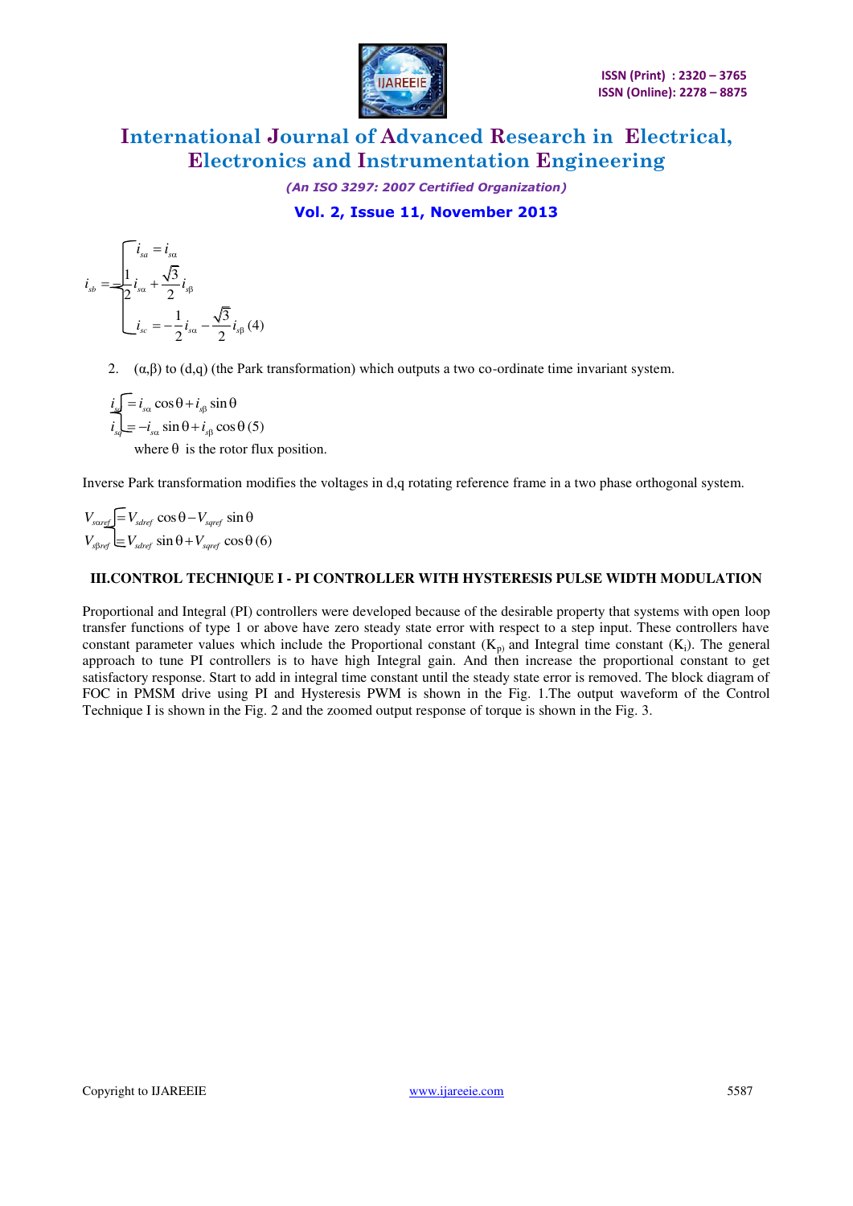$$i_{sb} = \begin{cases} i_{sa} = i_{s\alpha} \\ -\frac{1}{2} i_{s\alpha} + \frac{\sqrt{3}}{2} i_{s\beta} \\ i_{sc} = -\frac{1}{2} i_{s\alpha} - \frac{\sqrt{3}}{2} i_{s\beta} \end{cases} \quad (4)$$

2. (α,β) to (d,q) (the Park transformation) which outputs a two co-ordinate time invariant system.

$$\begin{cases} i_{sd} = i_{s\alpha} \cos\theta + i_{s\beta} \sin\theta \\ i_{sq} = -i_{s\alpha} \sin\theta + i_{s\beta} \cos\theta \end{cases} \quad (5)$$

where $\theta$ is the rotor flux position.

Inverse Park transformation modifies the voltages in d,q rotating reference frame in a two phase orthogonal system.

$$\begin{cases} V_{s\alpha ref} = V_{sdref} \cos\theta - V_{sqref} \sin\theta \\ V_{s\beta ref} = V_{sdref} \sin\theta + V_{sqref} \cos\theta \end{cases} \quad (6)$$

## III.CONTROL TECHNIQUE I - PI CONTROLLER WITH HYSTERESIS PULSE WIDTH MODULATION

Proportional and Integral (PI) controllers were developed because of the desirable property that systems with open loop transfer functions of type 1 or above have zero steady state error with respect to a step input. These controllers have constant parameter values which include the Proportional constant ($K_p$) and Integral time constant ($K_i$). The general approach to tune PI controllers is to have high Integral gain. And then increase the proportional constant to get satisfactory response. Start to add in integral time constant until the steady state error is removed. The block diagram of FOC in PMSM drive using PI and Hysteresis PWM is shown in the Fig. 1.The output waveform of the Control Technique I is shown in the Fig. 2 and the zoomed output response of torque is shown in the Fig. 3.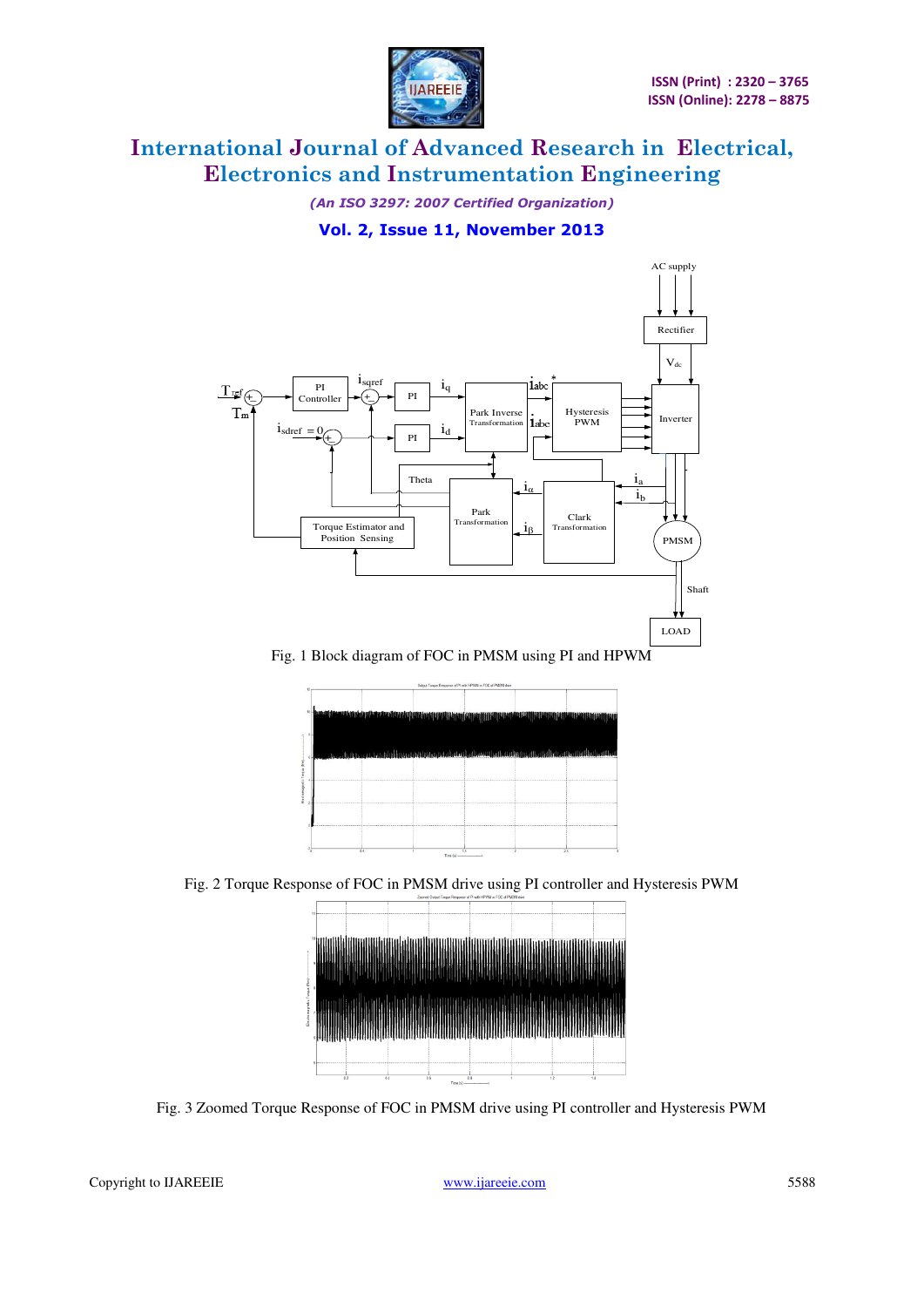Fig. 1 Block diagram of FOC in PMSM using PI and HPWM

Fig. 2 Torque Response of FOC in PMSM drive using PI controller and Hysteresis PWM

Fig. 3 Zoomed Torque Response of FOC in PMSM drive using PI controller and Hysteresis PWM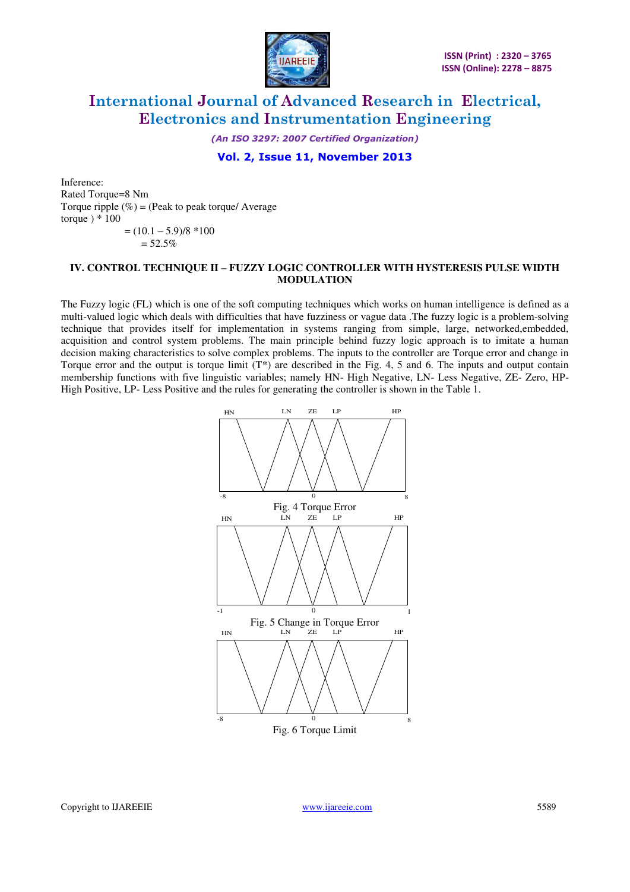Inference:
Rated Torque=8 Nm
Torque ripple (%) = (Peak to peak torque/ Average torque ) * 100

= (10.1 – 5.9)/8 *100

= 52.5%

### IV. CONTROL TECHNIQUE II – FUZZY LOGIC CONTROLLER WITH HYSTERESIS PULSE WIDTH MODULATION

The Fuzzy logic (FL) which is one of the soft computing techniques which works on human intelligence is defined as a multi-valued logic which deals with difficulties that have fuzziness or vague data .The fuzzy logic is a problem-solving technique that provides itself for implementation in systems ranging from simple, large, networked,embedded, acquisition and control system problems. The main principle behind fuzzy logic approach is to imitate a human decision making characteristics to solve complex problems. The inputs to the controller are Torque error and change in Torque error and the output is torque limit (T*) are described in the Fig. 4, 5 and 6. The inputs and output contain membership functions with five linguistic variables; namely HN- High Negative, LN- Less Negative, ZE- Zero, HP- High Positive, LP- Less Positive and the rules for generating the controller is shown in the Table 1.

Fig. 4 Torque Error

Fig. 5 Change in Torque Error

Fig. 6 Torque Limit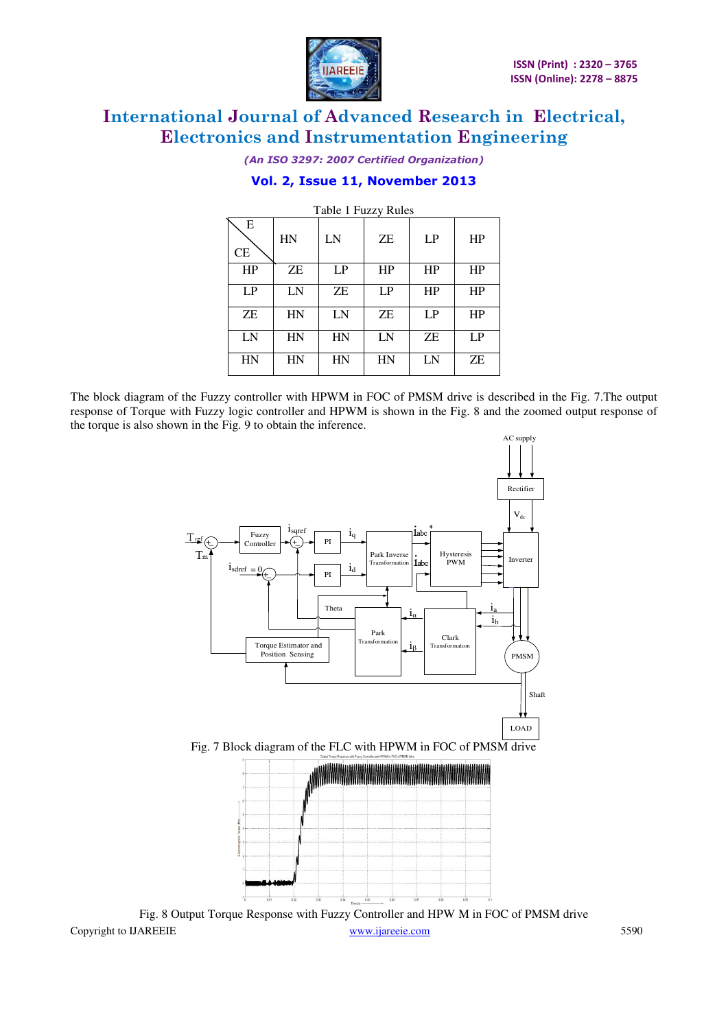Table 1 Fuzzy Rules

| CE \ E | HN | LN | ZE | LP | HP |
|---|---|---|---|---|---|
| HP | ZE | LP | HP | HP | HP |
| LP | LN | ZE | LP | HP | HP |
| ZE | HN | LN | ZE | LP | HP |
| LN | HN | HN | LN | ZE | LP |
| HN | HN | HN | HN | LN | ZE |

The block diagram of the Fuzzy controller with HPWM in FOC of PMSM drive is described in the Fig. 7.The output response of Torque with Fuzzy logic controller and HPWM is shown in the Fig. 8 and the zoomed output response of the torque is also shown in the Fig. 9 to obtain the inference.

Fig. 7 Block diagram of the FLC with HPWM in FOC of PMSM drive

Fig. 8 Output Torque Response with Fuzzy Controller and HPW M in FOC of PMSM drive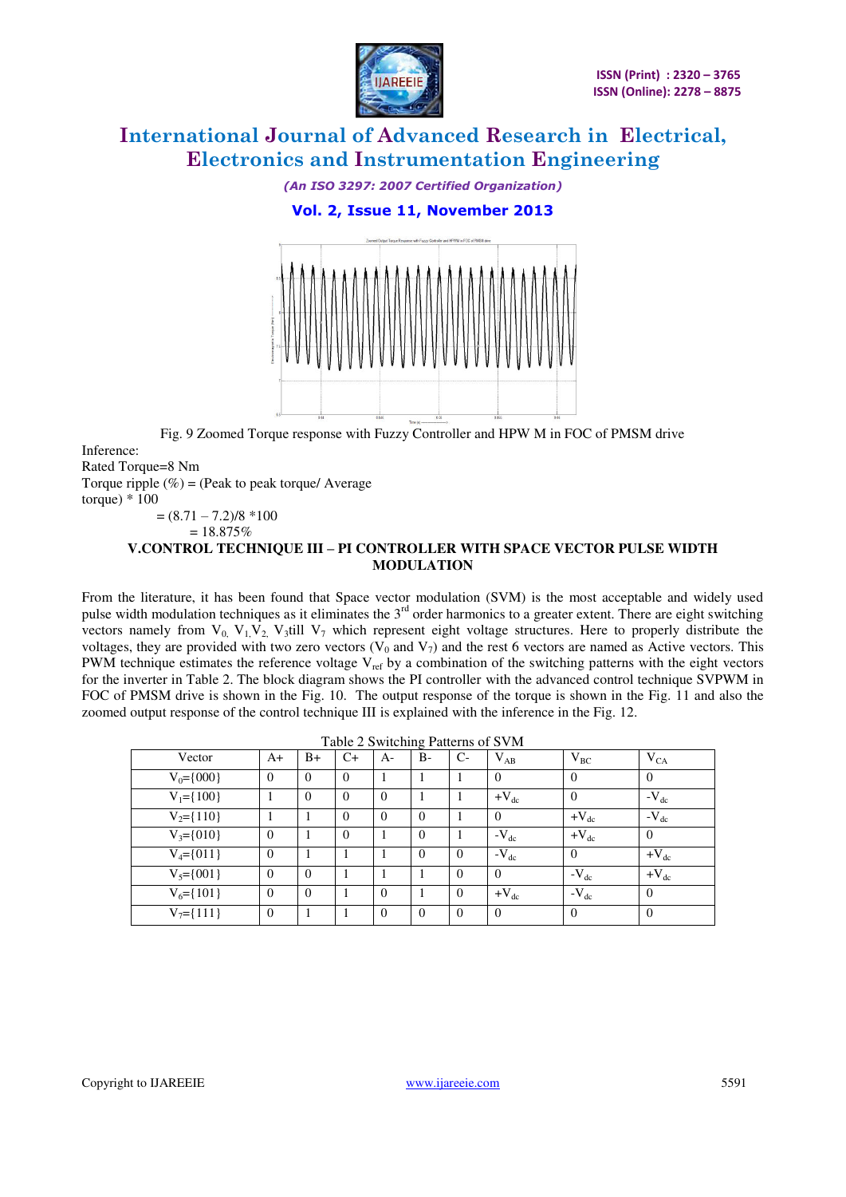Fig. 9 Zoomed Torque response with Fuzzy Controller and HPW M in FOC of PMSM drive

Inference:
Rated Torque=8 Nm
Torque ripple (%) = (Peak to peak torque/ Average torque) * 100

$$= (8.71 – 7.2)/8 *100$$

$$= 18.875\%$$

## V.CONTROL TECHNIQUE III – PI CONTROLLER WITH SPACE VECTOR PULSE WIDTH MODULATION

From the literature, it has been found that Space vector modulation (SVM) is the most acceptable and widely used pulse width modulation techniques as it eliminates the 3rd order harmonics to a greater extent. There are eight switching vectors namely from $V_0$, $V_1$, $V_2$, $V_3$ till $V_7$ which represent eight voltage structures. Here to properly distribute the voltages, they are provided with two zero vectors ($V_0$ and $V_7$) and the rest 6 vectors are named as Active vectors. This PWM technique estimates the reference voltage $V_{ref}$ by a combination of the switching patterns with the eight vectors for the inverter in Table 2. The block diagram shows the PI controller with the advanced control technique SVPWM in FOC of PMSM drive is shown in the Fig. 10. The output response of the torque is shown in the Fig. 11 and also the zoomed output response of the control technique III is explained with the inference in the Fig. 12.

Table 2 Switching Patterns of SVM

| Vector | A+ | B+ | C+ | A- | B- | C- | $V_{AB}$ | $V_{BC}$ | $V_{CA}$ |
|---|---|---|---|---|---|---|---|---|---|
| $V_0$={000} | 0 | 0 | 0 | 1 | 1 | 1 | 0 | 0 | 0 |
| $V_1$={100} | 1 | 0 | 0 | 0 | 1 | 1 | $+V_{dc}$ | 0 | $-V_{dc}$ |
| $V_2$={110} | 1 | 1 | 0 | 0 | 0 | 1 | 0 | $+V_{dc}$ | $-V_{dc}$ |
| $V_3$={010} | 0 | 1 | 0 | 1 | 0 | 1 | $-V_{dc}$ | $+V_{dc}$ | 0 |
| $V_4$={011} | 0 | 1 | 1 | 1 | 0 | 0 | $-V_{dc}$ | 0 | $+V_{dc}$ |
| $V_5$={001} | 0 | 0 | 1 | 1 | 1 | 0 | 0 | $-V_{dc}$ | $+V_{dc}$ |
| $V_6$={101} | 0 | 0 | 1 | 0 | 1 | 0 | $+V_{dc}$ | $-V_{dc}$ | 0 |
| $V_7$={111} | 0 | 1 | 1 | 0 | 0 | 0 | 0 | 0 | 0 |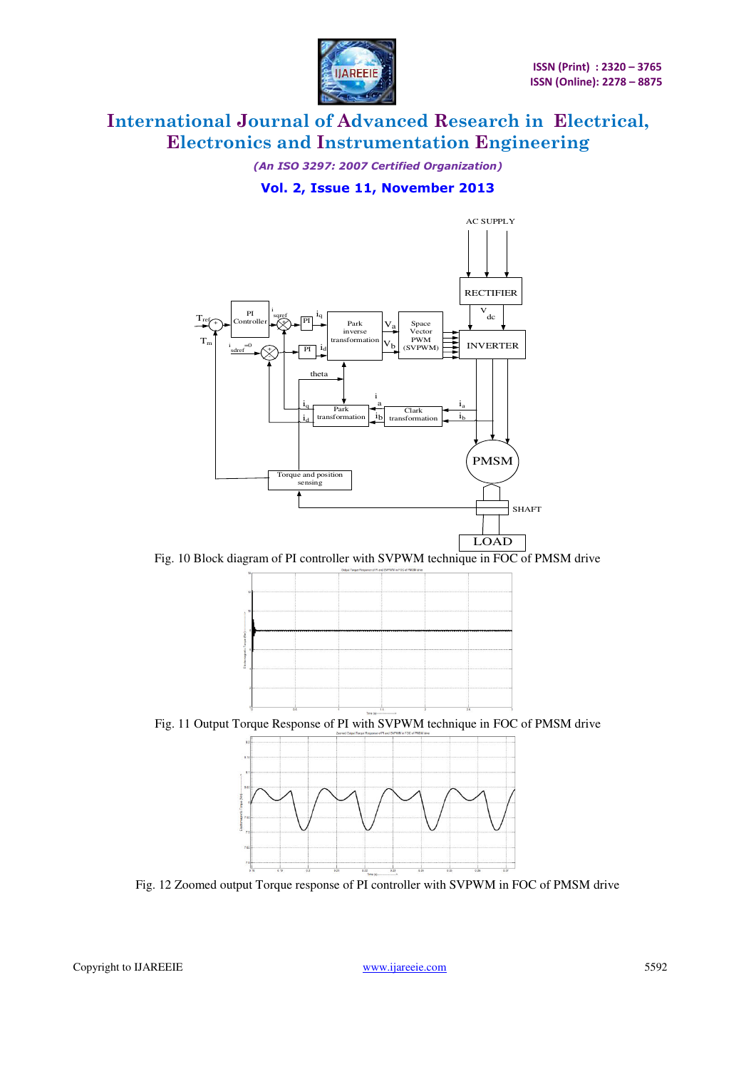Fig. 10 Block diagram of PI controller with SVPWM technique in FOC of PMSM drive

Fig. 11 Output Torque Response of PI with SVPWM technique in FOC of PMSM drive

Fig. 12 Zoomed output Torque response of PI controller with SVPWM in FOC of PMSM drive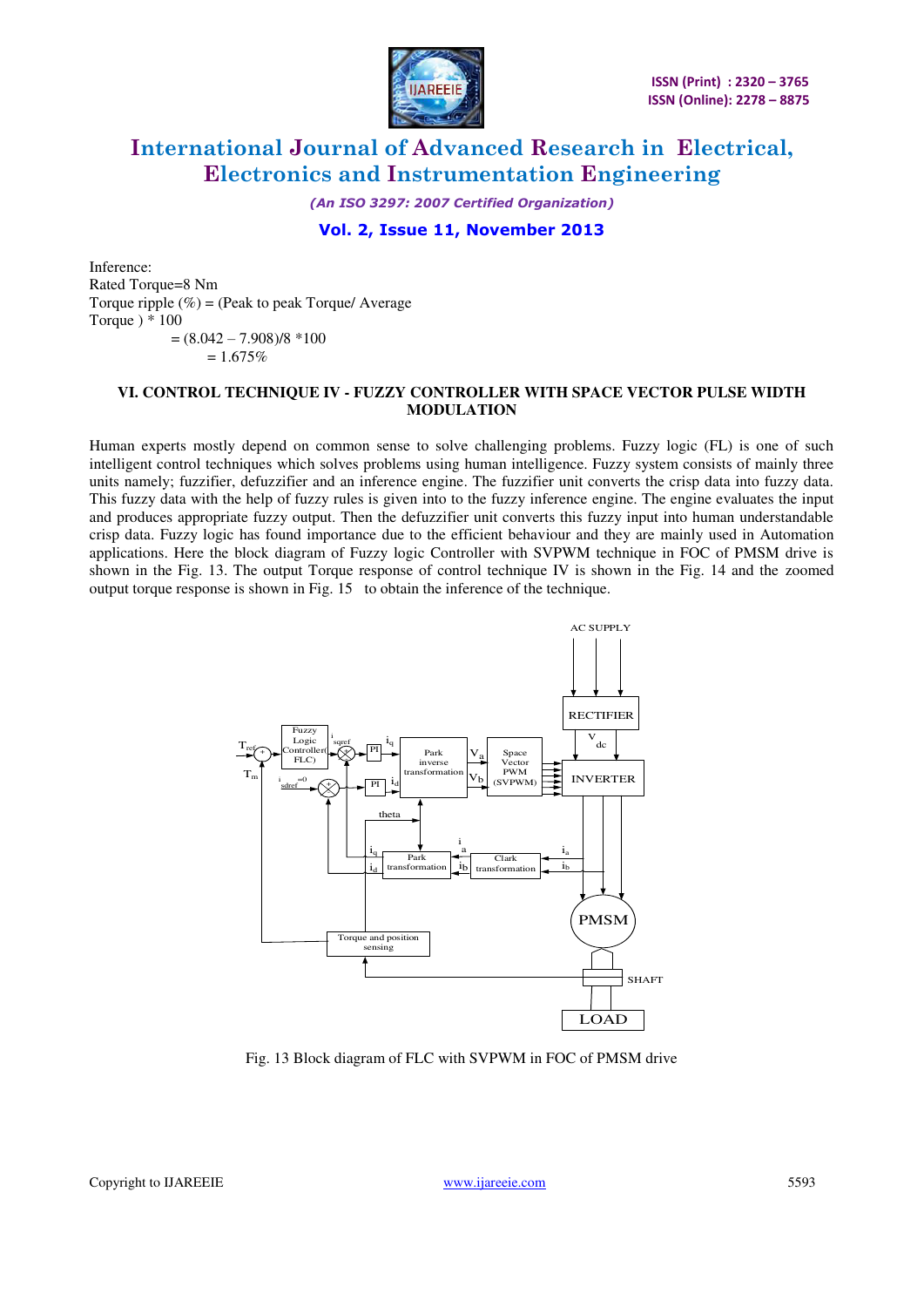Inference:

Rated Torque=8 Nm

Torque ripple (%) = (Peak to peak Torque/ Average Torque ) * 100

= (8.042 – 7.908)/8 *100

= 1.675%

## VI. CONTROL TECHNIQUE IV - FUZZY CONTROLLER WITH SPACE VECTOR PULSE WIDTH MODULATION

Human experts mostly depend on common sense to solve challenging problems. Fuzzy logic (FL) is one of such intelligent control techniques which solves problems using human intelligence. Fuzzy system consists of mainly three units namely; fuzzifier, defuzzifier and an inference engine. The fuzzifier unit converts the crisp data into fuzzy data. This fuzzy data with the help of fuzzy rules is given into to the fuzzy inference engine. The engine evaluates the input and produces appropriate fuzzy output. Then the defuzzifier unit converts this fuzzy input into human understandable crisp data. Fuzzy logic has found importance due to the efficient behaviour and they are mainly used in Automation applications. Here the block diagram of Fuzzy logic Controller with SVPWM technique in FOC of PMSM drive is shown in the Fig. 13. The output Torque response of control technique IV is shown in the Fig. 14 and the zoomed output torque response is shown in Fig. 15 to obtain the inference of the technique.

Fig. 13 Block diagram of FLC with SVPWM in FOC of PMSM drive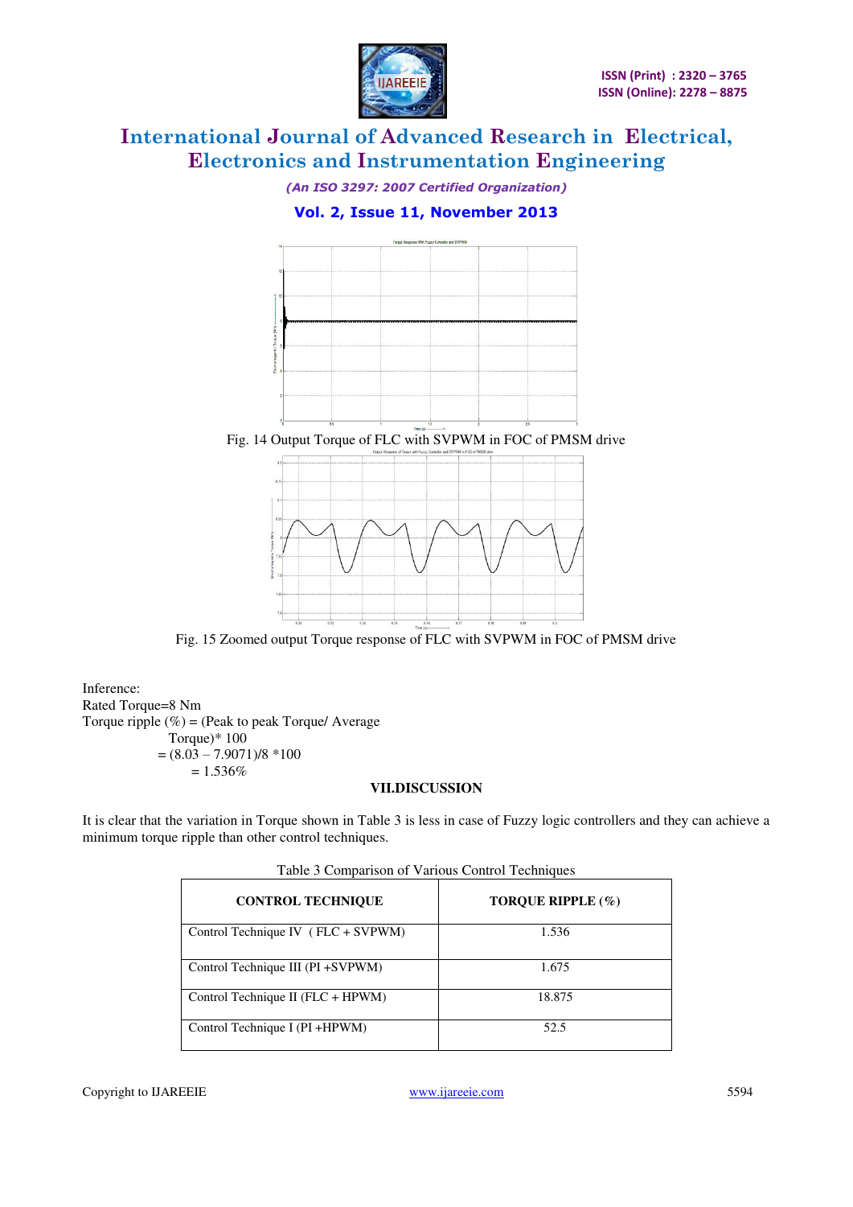Fig. 14 Output Torque of FLC with SVPWM in FOC of PMSM drive

Fig. 15 Zoomed output Torque response of FLC with SVPWM in FOC of PMSM drive

Inference:
Rated Torque=8 Nm
Torque ripple (%) = (Peak to peak Torque/ Average Torque)* 100
= (8.03 – 7.9071)/8 *100
= 1.536%

## VII.DISCUSSION

It is clear that the variation in Torque shown in Table 3 is less in case of Fuzzy logic controllers and they can achieve a minimum torque ripple than other control techniques.

Table 3 Comparison of Various Control Techniques

| CONTROL TECHNIQUE | TORQUE RIPPLE (%) |
|---|---|
| Control Technique IV ( FLC + SVPWM) | 1.536 |
| Control Technique III (PI +SVPWM) | 1.675 |
| Control Technique II (FLC + HPWM) | 18.875 |
| Control Technique I (PI +HPWM) | 52.5 |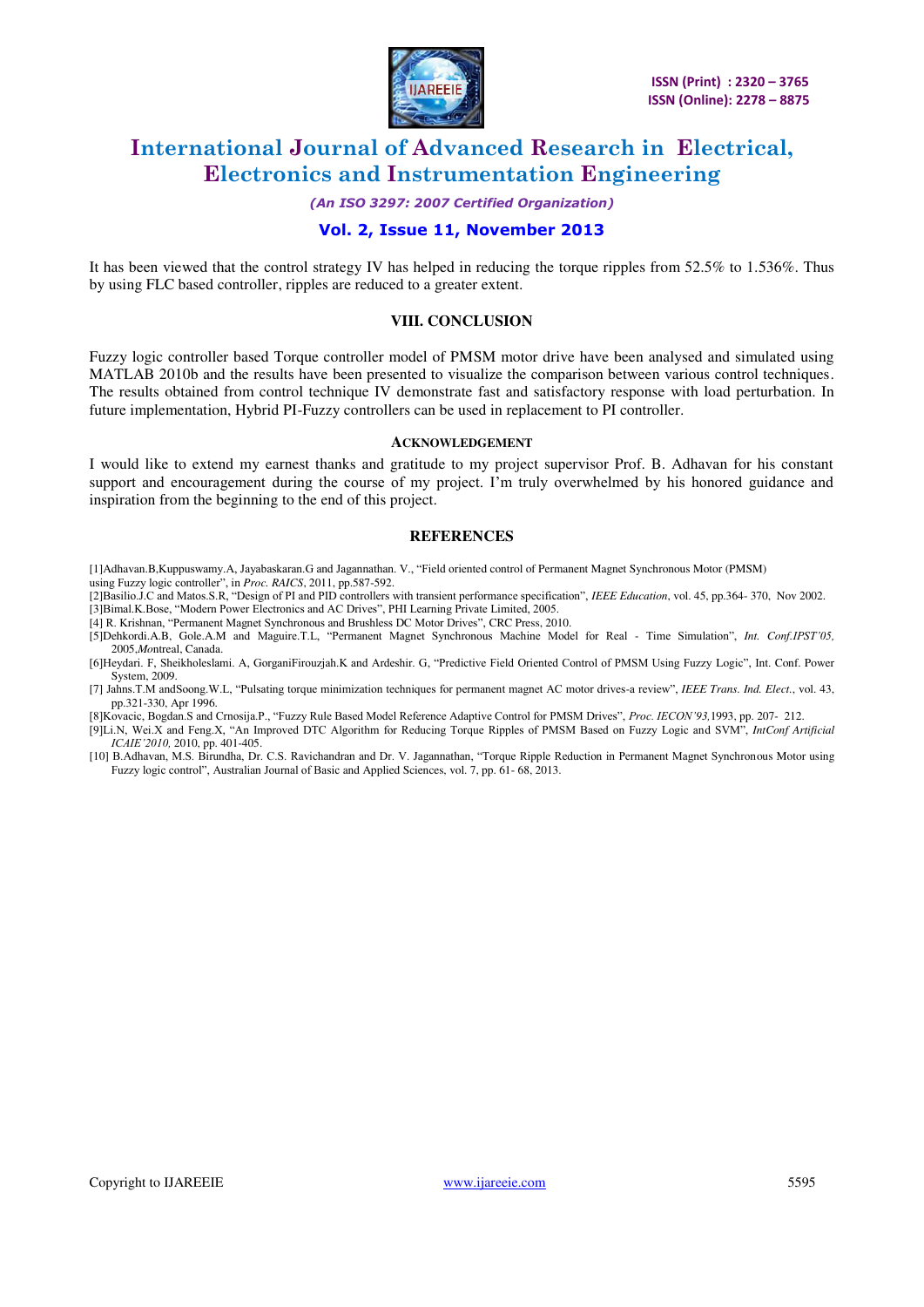It has been viewed that the control strategy IV has helped in reducing the torque ripples from 52.5% to 1.536%. Thus by using FLC based controller, ripples are reduced to a greater extent.

## VIII. CONCLUSION

Fuzzy logic controller based Torque controller model of PMSM motor drive have been analysed and simulated using MATLAB 2010b and the results have been presented to visualize the comparison between various control techniques. The results obtained from control technique IV demonstrate fast and satisfactory response with load perturbation. In future implementation, Hybrid PI-Fuzzy controllers can be used in replacement to PI controller.

## ACKNOWLEDGEMENT

I would like to extend my earnest thanks and gratitude to my project supervisor Prof. B. Adhavan for his constant support and encouragement during the course of my project. I'm truly overwhelmed by his honored guidance and inspiration from the beginning to the end of this project.

## REFERENCES

[1]Adhavan.B,Kuppuswamy.A, Jayabaskaran.G and Jagannathan. V., "Field oriented control of Permanent Magnet Synchronous Motor (PMSM) using Fuzzy logic controller", in *Proc. RAICS*, 2011, pp.587-592.

[2]Basilio.J.C and Matos.S.R, "Design of PI and PID controllers with transient performance specification", *IEEE Education*, vol. 45, pp.364- 370, Nov 2002.

[3]Bimal.K.Bose, "Modern Power Electronics and AC Drives", PHI Learning Private Limited, 2005.

[4] R. Krishnan, "Permanent Magnet Synchronous and Brushless DC Motor Drives", CRC Press, 2010.

[5]Dehkordi.A.B, Gole.A.M and Maguire.T.L, "Permanent Magnet Synchronous Machine Model for Real - Time Simulation", *Int. Conf.IPST'05,* 2005,*Mo*ntreal, Canada.

[6]Heydari. F, Sheikholeslami. A, GorganiFirouzjah.K and Ardeshir. G, "Predictive Field Oriented Control of PMSM Using Fuzzy Logic", Int. Conf. Power System, 2009.

[7] Jahns.T.M andSoong.W.L, "Pulsating torque minimization techniques for permanent magnet AC motor drives-a review", *IEEE Trans. Ind. Elect.*, vol. 43, pp.321-330, Apr 1996.

[8]Kovacic, Bogdan.S and Crnosija.P., "Fuzzy Rule Based Model Reference Adaptive Control for PMSM Drives", *Proc. IECON'93,*1993, pp. 207- 212.

[9]Li.N, Wei.X and Feng.X, "An Improved DTC Algorithm for Reducing Torque Ripples of PMSM Based on Fuzzy Logic and SVM", *IntConf Artificial ICAIE'2010,* 2010, pp. 401-405.

[10] B.Adhavan, M.S. Birundha, Dr. C.S. Ravichandran and Dr. V. Jagannathan, "Torque Ripple Reduction in Permanent Magnet Synchronous Motor using Fuzzy logic control", Australian Journal of Basic and Applied Sciences, vol. 7, pp. 61- 68, 2013.